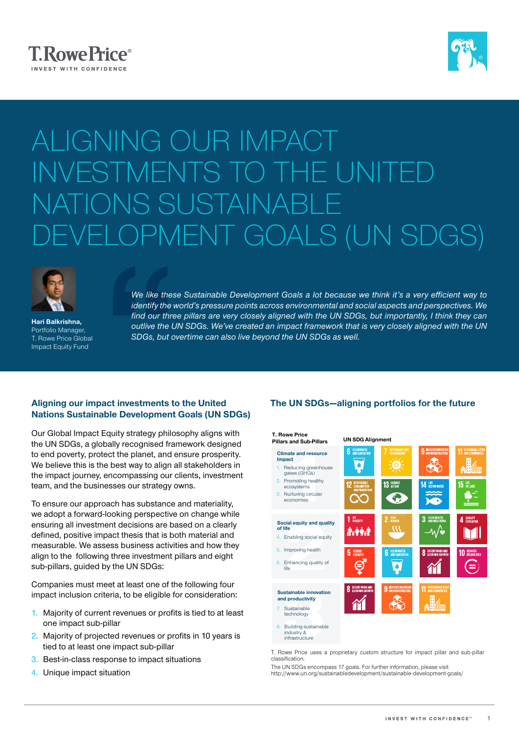# ALIGNING OUR IMPACT INVESTMENTS TO THE UNITED NATIONS SUSTAINABLE DEVELOPMENT GOALS (UN SDGS)

*We like these Sustainable Development Goals a lot because we think it's a very efficient way to identify the world's pressure points across environmental and social aspects and perspectives. We find our three pillars are very closely aligned with the UN SDGs, but importantly, I think they can outline the UN SDGs. We've created an impact framework that is very closely aligned with the UN SDGs, but overtime can also live beyond the UN SDGs as well.*

**Hari Balkrishna,**
Portfolio Manager,
T. Rowe Price Global Impact Equity Fund

## Aligning our impact investments to the United Nations Sustainable Development Goals (UN SDGs)

Our Global Impact Equity strategy philosophy aligns with the UN SDGs, a globally recognised framework designed to end poverty, protect the planet, and ensure prosperity. We believe this is the best way to align all stakeholders in the impact journey, encompassing our clients, investment team, and the businesses our strategy owns.

To ensure our approach has substance and materiality, we adopt a forward-looking perspective on change while ensuring all investment decisions are based on a clearly defined, positive impact thesis that is both material and measurable. We assess business activities and how they align to the following three investment pillars and eight sub-pillars, guided by the UN SDGs:

Companies must meet at least one of the following four impact inclusion criteria, to be eligible for consideration:

1. Majority of current revenues or profits is tied to at least one impact sub-pillar
2. Majority of projected revenues or profits in 10 years is tied to at least one impact sub-pillar
3. Best-in-class response to impact situations
4. Unique impact situation

## The UN SDGs—aligning portfolios for the future

| T. Rowe Price Pillars and Sub-Pillars | UN SDG Alignment |
|---|---|
| **Climate and resource impact**<br>1. Reducing greenhouse gases (GHGs)<br>2. Promoting healthy ecosystems<br>3. Nurturing circular economies | 6 Clean Water and Sanitation; 7 Affordable and Clean Energy; 9 Industry, Innovation and Infrastructure; 11 Sustainable Cities and Communities; 12 Responsible Consumption and Production; 13 Climate Action; 14 Life Below Water; 15 Life on Land |
| **Social equity and quality of life**<br>4. Enabling social equity<br>5. Improving health<br>6. Enhancing quality of life | 1 No Poverty; 2 Zero Hunger; 3 Good Health and Well-Being; 4 Quality Education; 5 Gender Equality; 6 Clean Water and Sanitation; 8 Decent Work and Economic Growth; 10 Reduced Inequalities |
| **Sustainable innovation and productivity**<br>7. Sustainable technology<br>8. Building sustainable industry & infrastructure | 8 Decent Work and Economic Growth; 9 Industry, Innovation and Infrastructure; 11 Sustainable Cities and Communities |

T. Rowe Price uses a proprietary custom structure for impact pillar and sub-pillar classification.

The UN SDGs encompass 17 goals. For further information, please visit http://www.un.org/sustainabledevelopment/sustainable-development-goals/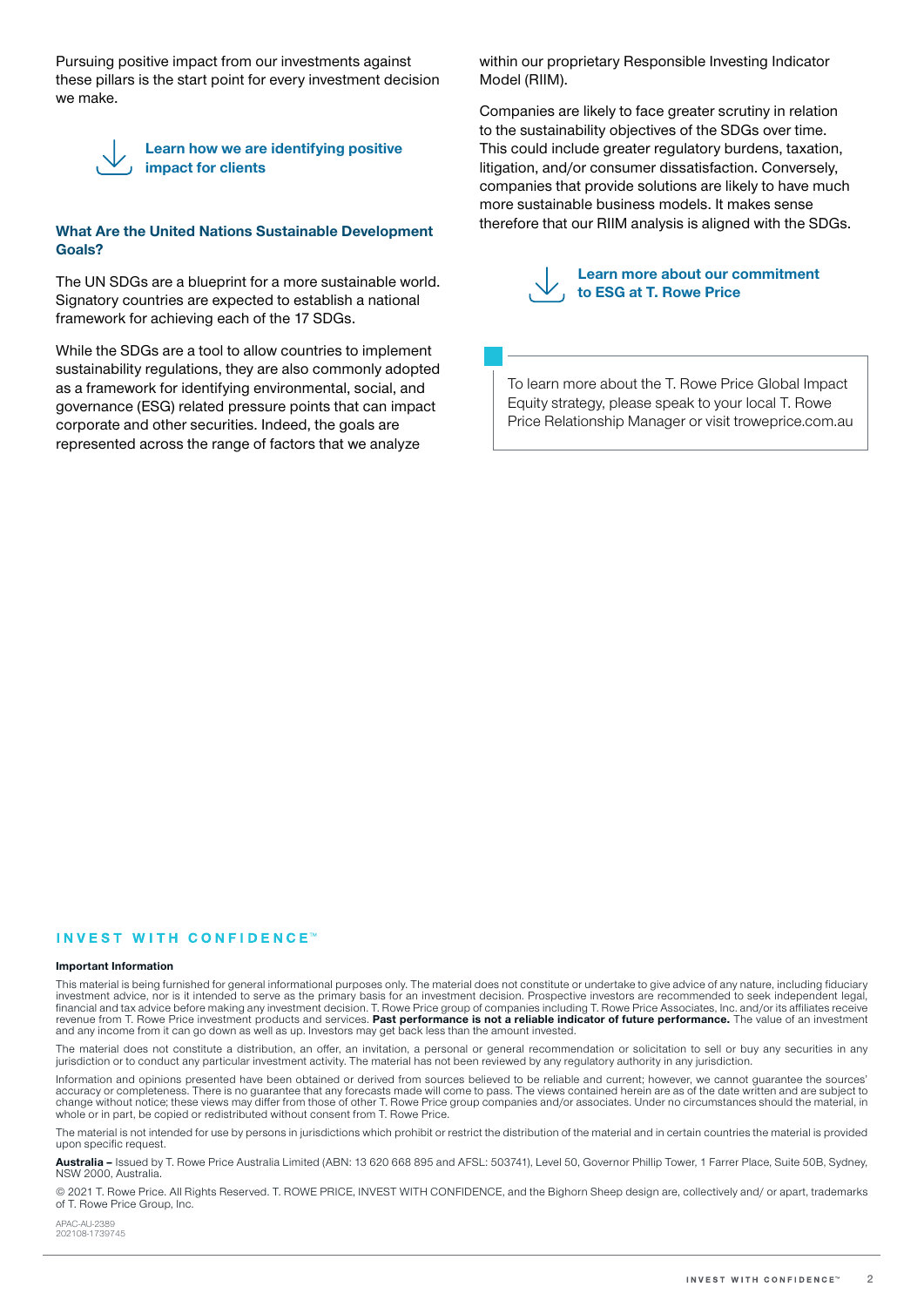Pursuing positive impact from our investments against these pillars is the start point for every investment decision we make.

**Learn how we are identifying positive impact for clients**

### What Are the United Nations Sustainable Development Goals?

The UN SDGs are a blueprint for a more sustainable world. Signatory countries are expected to establish a national framework for achieving each of the 17 SDGs.

While the SDGs are a tool to allow countries to implement sustainability regulations, they are also commonly adopted as a framework for identifying environmental, social, and governance (ESG) related pressure points that can impact corporate and other securities. Indeed, the goals are represented across the range of factors that we analyze within our proprietary Responsible Investing Indicator Model (RIIM).

Companies are likely to face greater scrutiny in relation to the sustainability objectives of the SDGs over time. This could include greater regulatory burdens, taxation, litigation, and/or consumer dissatisfaction. Conversely, companies that provide solutions are likely to have much more sustainable business models. It makes sense therefore that our RIIM analysis is aligned with the SDGs.

**Learn more about our commitment to ESG at T. Rowe Price**

To learn more about the T. Rowe Price Global Impact Equity strategy, please speak to your local T. Rowe Price Relationship Manager or visit troweprice.com.au

INVEST WITH CONFIDENCE™

**Important Information**

This material is being furnished for general informational purposes only. The material does not constitute or undertake to give advice of any nature, including fiduciary investment advice, nor is it intended to serve as the primary basis for an investment decision. Prospective investors are recommended to seek independent legal, financial and tax advice before making any investment decision. T. Rowe Price group of companies including T. Rowe Price Associates, Inc. and/or its affiliates receive revenue from T. Rowe Price investment products and services. **Past performance is not a reliable indicator of future performance.** The value of an investment and any income from it can go down as well as up. Investors may get back less than the amount invested.

The material does not constitute a distribution, an offer, an invitation, a personal or general recommendation or solicitation to sell or buy any securities in any jurisdiction or to conduct any particular investment activity. The material has not been reviewed by any regulatory authority in any jurisdiction.

Information and opinions presented have been obtained or derived from sources believed to be reliable and current; however, we cannot guarantee the sources' accuracy or completeness. There is no guarantee that any forecasts made will come to pass. The views contained herein are as of the date written and are subject to change without notice; these views may differ from those of other T. Rowe Price group companies and/or associates. Under no circumstances should the material, in whole or in part, be copied or redistributed without consent from T. Rowe Price.

The material is not intended for use by persons in jurisdictions which prohibit or restrict the distribution of the material and in certain countries the material is provided upon specific request.

**Australia –** Issued by T. Rowe Price Australia Limited (ABN: 13 620 668 895 and AFSL: 503741), Level 50, Governor Phillip Tower, 1 Farrer Place, Suite 50B, Sydney, NSW 2000, Australia.

© 2021 T. Rowe Price. All Rights Reserved. T. ROWE PRICE, INVEST WITH CONFIDENCE, and the Bighorn Sheep design are, collectively and/ or apart, trademarks of T. Rowe Price Group, Inc.

APAC-AU-2389
202108-1739745